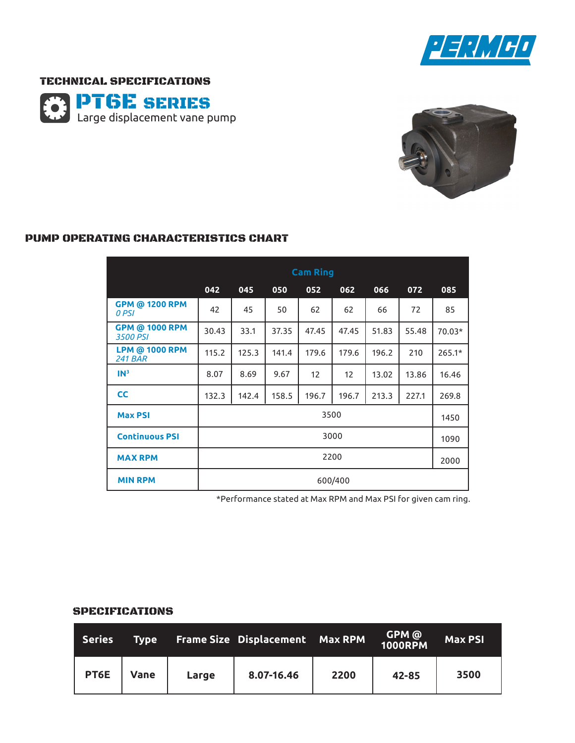PERMCO

## TECHNICAL SPECIFICATIONS

# PT6E SERIES

Large displacement vane pump

## PUMP OPERATING CHARACTERISTICS CHART

| | Cam Ring | | | | | | | |
|---|---|---|---|---|---|---|---|---|
| | 042 | 045 | 050 | 052 | 062 | 066 | 072 | 085 |
| **GPM @ 1200 RPM** *0 PSI* | 42 | 45 | 50 | 62 | 62 | 66 | 72 | 85 |
| **GPM @ 1000 RPM** *3500 PSI* | 30.43 | 33.1 | 37.35 | 47.45 | 47.45 | 51.83 | 55.48 | 70.03* |
| **LPM @ 1000 RPM** *241 BAR* | 115.2 | 125.3 | 141.4 | 179.6 | 179.6 | 196.2 | 210 | 265.1* |
| **$IN^3$** | 8.07 | 8.69 | 9.67 | 12 | 12 | 13.02 | 13.86 | 16.46 |
| **CC** | 132.3 | 142.4 | 158.5 | 196.7 | 196.7 | 213.3 | 227.1 | 269.8 |
| **Max PSI** | 3500 | | | | | | | 1450 |
| **Continuous PSI** | 3000 | | | | | | | 1090 |
| **MAX RPM** | 2200 | | | | | | | 2000 |
| **MIN RPM** | 600/400 | | | | | | | |

*Performance stated at Max RPM and Max PSI for given cam ring.

## SPECIFICATIONS

| Series | Type | Frame Size | Displacement | Max RPM | GPM @ 1000RPM | Max PSI |
|---|---|---|---|---|---|---|
| PT6E | Vane | Large | 8.07-16.46 | 2200 | 42-85 | 3500 |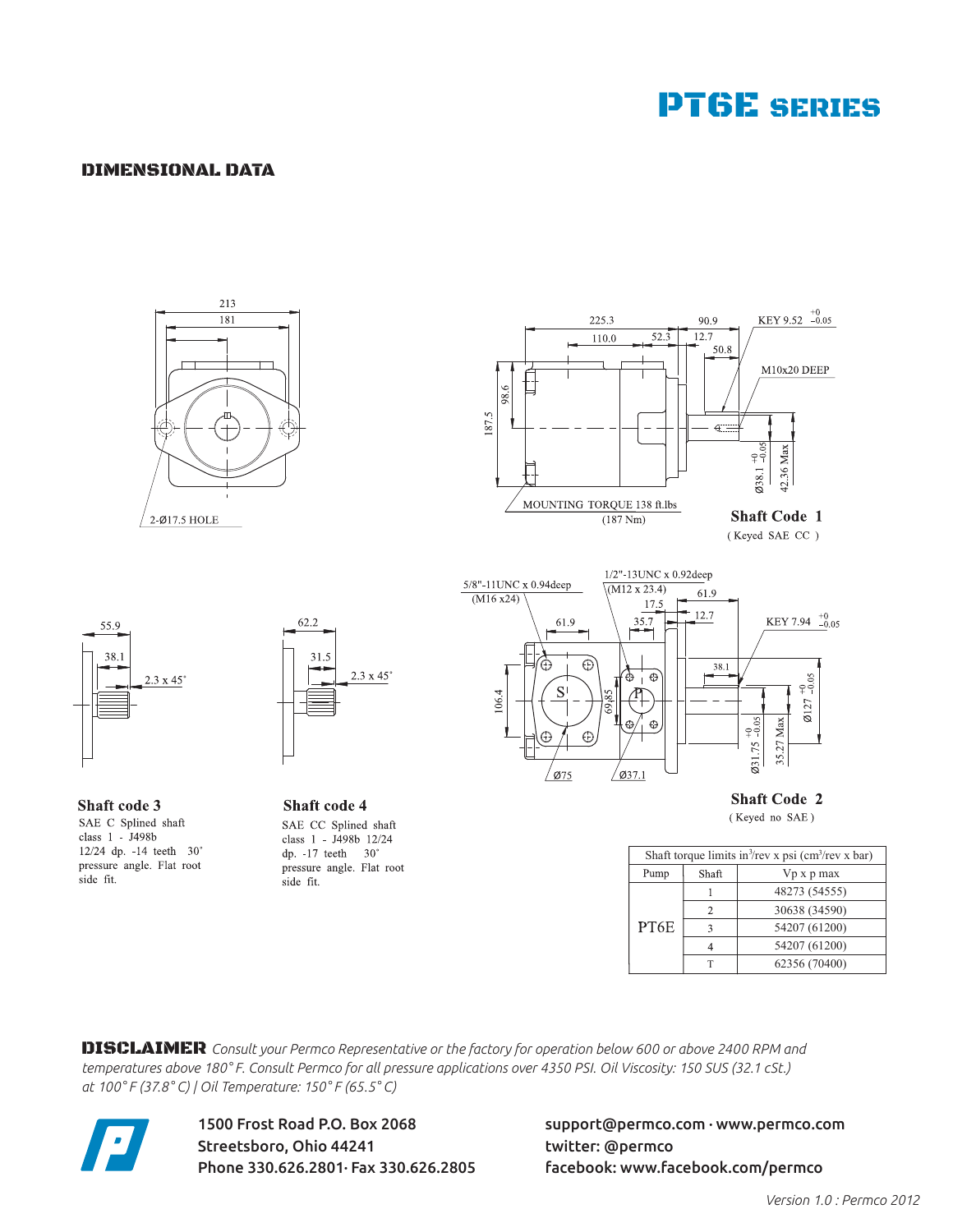# PT6E SERIES

## DIMENSIONAL DATA

213
181
2-Ø17.5 HOLE

225.3
110.0
52.3
90.9
12.7
50.8
KEY 9.52 +0 −0.05
M10x20 DEEP
98.6
187.5
Ø38.1 +0 −0.05
42.36 Max
MOUNTING TORQUE 138 ft.lbs
(187 Nm)

**Shaft Code 1**
(Keyed SAE CC)

55.9
38.1
2.3 x 45°

**Shaft code 3**
SAE C Splined shaft class 1 - J498b 12/24 dp. -14 teeth 30° pressure angle. Flat root side fit.

62.2
31.5
2.3 x 45°

**Shaft code 4**
SAE CC Splined shaft class 1 - J498b 12/24 dp. -17 teeth 30° pressure angle. Flat root side fit.

5/8"-11UNC x 0.94deep
(M16 x24)
1/2"-13UNC x 0.92deep
(M12 x 23.4)
61.9
17.5
12.7
61.9
35.7
KEY 7.94 +0 −0.05
38.1
106.4
69.85
S
P
Ø75
Ø37.1
Ø31.75 +0 −0.05
35.27 Max
Ø127 +0 −0.05

**Shaft Code 2**
(Keyed no SAE)

| Shaft torque limits in³/rev x psi (cm³/rev x bar) | | |
|---|---|---|
| Pump | Shaft | Vp x p max |
| PT6E | 1 | 48273 (54555) |
| | 2 | 30638 (34590) |
| | 3 | 54207 (61200) |
| | 4 | 54207 (61200) |
| | T | 62356 (70400) |

**DISCLAIMER** *Consult your Permco Representative or the factory for operation below 600 or above 2400 RPM and temperatures above 180° F. Consult Permco for all pressure applications over 4350 PSI. Oil Viscosity: 150 SUS (32.1 cSt.) at 100° F (37.8° C) | Oil Temperature: 150° F (65.5° C)*

1500 Frost Road P.O. Box 2068
Streetsboro, Ohio 44241
Phone 330.626.2801· Fax 330.626.2805

support@permco.com · www.permco.com
twitter: @permco
facebook: www.facebook.com/permco

*Version 1.0 : Permco 2012*